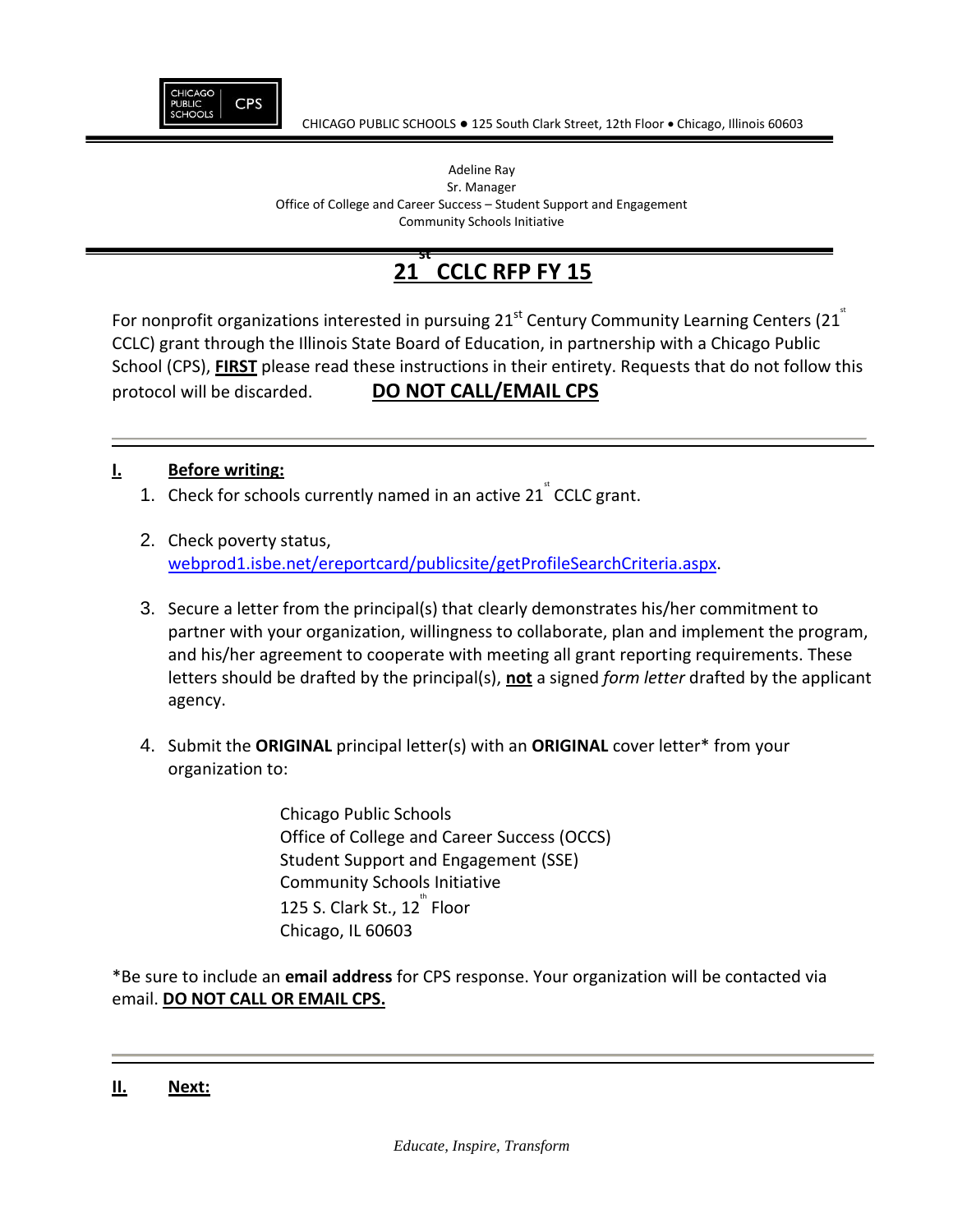CHICAGO PUBLIC SCHOOLS ● 125 South Clark Street, 12th Floor • Chicago, Illinois 60603

Adeline Ray
Sr. Manager
Office of College and Career Success – Student Support and Engagement
Community Schools Initiative

# 21st CCLC RFP FY 15

For nonprofit organizations interested in pursuing 21st Century Community Learning Centers (21st CCLC) grant through the Illinois State Board of Education, in partnership with a Chicago Public School (CPS), **FIRST** please read these instructions in their entirety. Requests that do not follow this protocol will be discarded. **DO NOT CALL/EMAIL CPS**

## I. Before writing:

1. Check for schools currently named in an active 21st CCLC grant.
2. Check poverty status, [webprod1.isbe.net/ereportcard/publicsite/getProfileSearchCriteria.aspx](webprod1.isbe.net/ereportcard/publicsite/getProfileSearchCriteria.aspx).
3. Secure a letter from the principal(s) that clearly demonstrates his/her commitment to partner with your organization, willingness to collaborate, plan and implement the program, and his/her agreement to cooperate with meeting all grant reporting requirements. These letters should be drafted by the principal(s), **not** a signed *form letter* drafted by the applicant agency.
4. Submit the **ORIGINAL** principal letter(s) with an **ORIGINAL** cover letter* from your organization to:

   Chicago Public Schools
   Office of College and Career Success (OCCS)
   Student Support and Engagement (SSE)
   Community Schools Initiative
   125 S. Clark St., 12th Floor
   Chicago, IL 60603

*Be sure to include an **email address** for CPS response. Your organization will be contacted via email. **DO NOT CALL OR EMAIL CPS.**

## II. Next: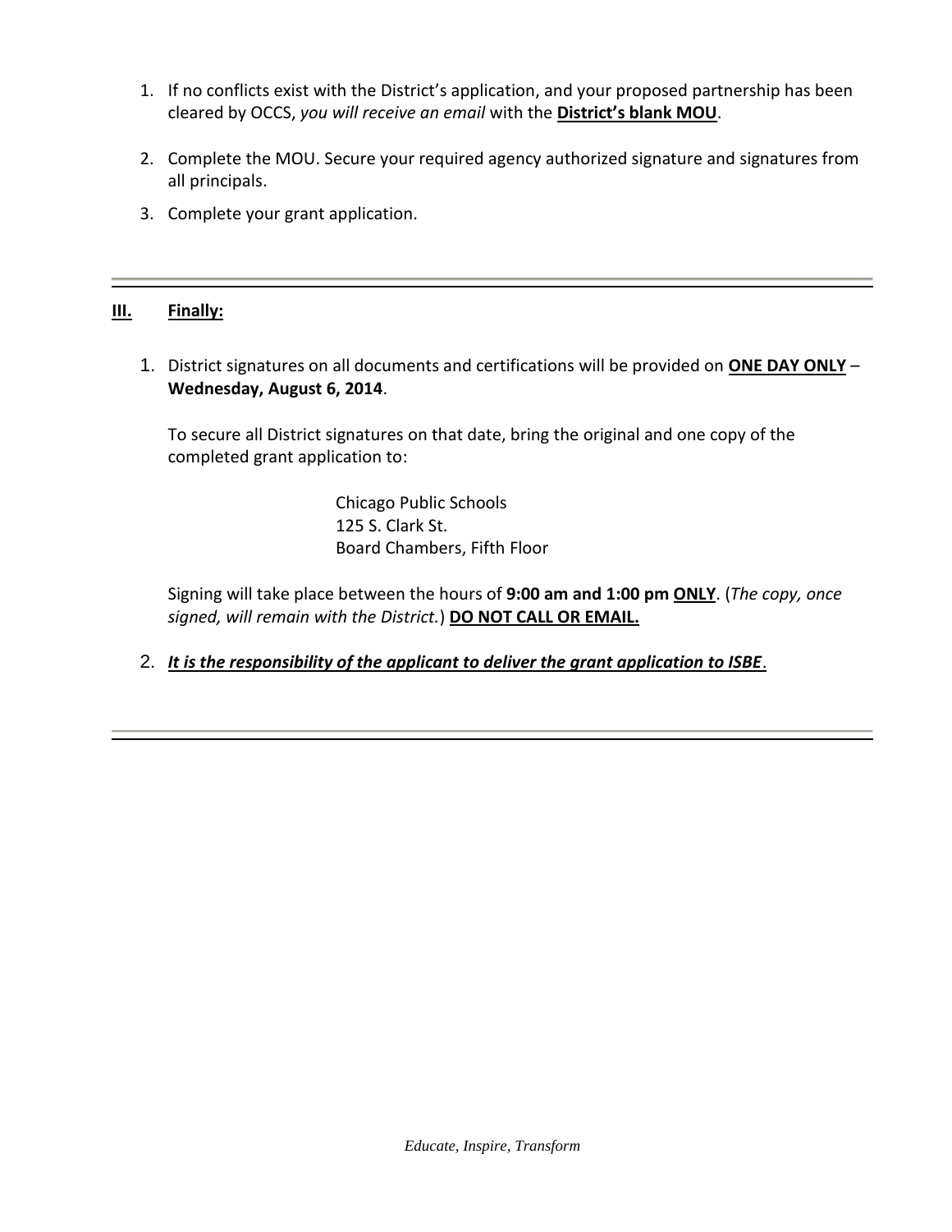1. If no conflicts exist with the District's application, and your proposed partnership has been cleared by OCCS, *you will receive an email* with the **<u>District's blank MOU</u>**.

2. Complete the MOU. Secure your required agency authorized signature and signatures from all principals.

3. Complete your grant application.

---

## <u>III.</u> <u>Finally:</u>

1. District signatures on all documents and certifications will be provided on **<u>ONE DAY ONLY</u>** – **Wednesday, August 6, 2014**.

   To secure all District signatures on that date, bring the original and one copy of the completed grant application to:

   Chicago Public Schools
   125 S. Clark St.
   Board Chambers, Fifth Floor

   Signing will take place between the hours of **9:00 am and 1:00 pm <u>ONLY</u>**. (*The copy, once signed, will remain with the District.*) **<u>DO NOT CALL OR EMAIL.</u>**

2. ***<u>It is the responsibility of the applicant to deliver the grant application to ISBE</u>***.

---

*Educate, Inspire, Transform*